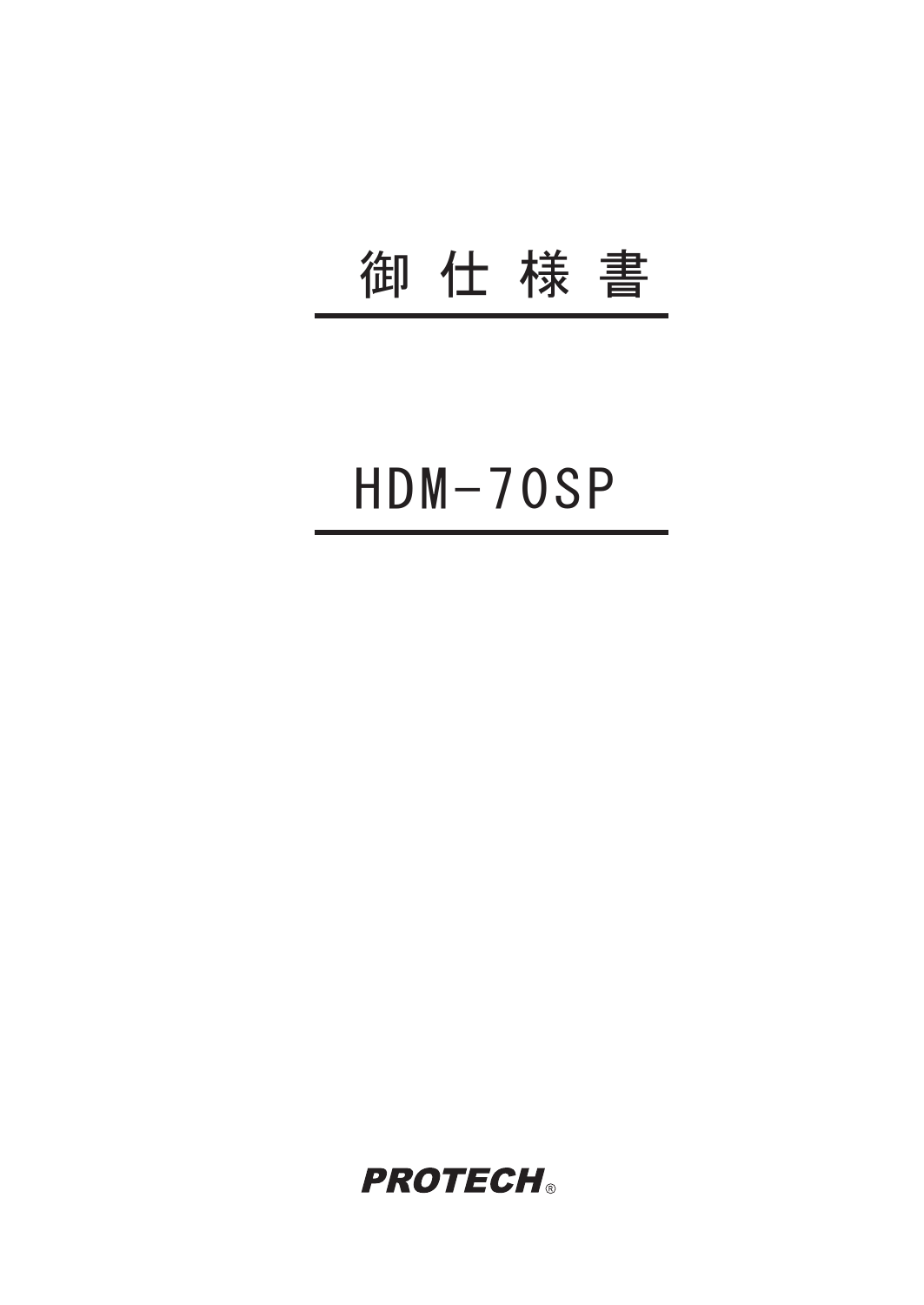# 御 仕 様 書

# HDM-70SP

**PROTECH®**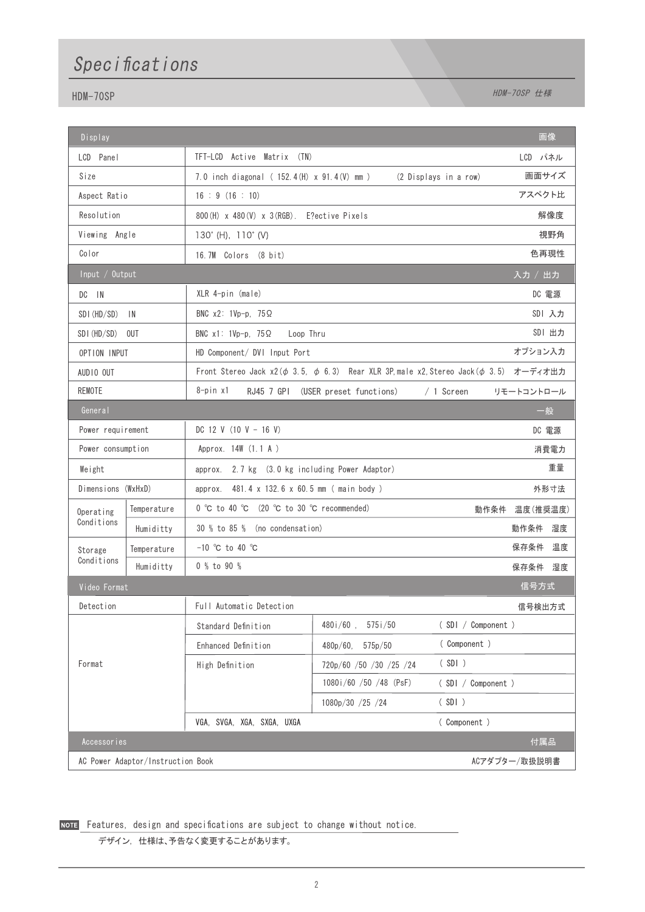# Specifications

## HDM-70SP

*HDM-70SP 仕様*

| Display | | | | 画像 |
|---|---|---|---|---|
| LCD Panel | | TFT-LCD Active Matrix (TN) | | LCD パネル |
| Size | | 7.0 inch diagonal ( 152.4(H) x 91.4(V) mm ) (2 Displays in a row) | | 画面サイズ |
| Aspect Ratio | | 16 : 9 (16 : 10) | | アスペクト比 |
| Resolution | | 800(H) x 480(V) x 3(RGB). E?ective Pixels | | 解像度 |
| Viewing Angle | | 130˚(H), 110˚(V) | | 視野角 |
| Color | | 16.7M Colors (8 bit) | | 色再現性 |
| **Input / Output** | | | | **入力 / 出力** |
| DC IN | | XLR 4-pin (male) | | DC 電源 |
| SDI(HD/SD) IN | | BNC x2: 1Vp-p, 75Ω | | SDI 入力 |
| SDI(HD/SD) OUT | | BNC x1: 1Vp-p, 75Ω Loop Thru | | SDI 出力 |
| OPTION INPUT | | HD Component/ DVI Input Port | | オプション入力 |
| AUDIO OUT | | Front Stereo Jack x2(φ 3.5, φ 6.3) Rear XLR 3P,male x2,Stereo Jack(φ 3.5) | | オーディオ出力 |
| REMOTE | | 8-pin x1 RJ45 7 GPI (USER preset functions) / 1 Screen | | リモートコントロール |
| **General** | | | | **一般** |
| Power requirement | | DC 12 V (10 V - 16 V) | | DC 電源 |
| Power consumption | | Approx. 14W (1.1 A ) | | 消費電力 |
| Weight | | approx. 2.7 kg (3.0 kg including Power Adaptor) | | 重量 |
| Dimensions (WxHxD) | | approx. 481.4 x 132.6 x 60.5 mm ( main body ) | | 外形寸法 |
| Operating Conditions | Temperature | 0 ℃ to 40 ℃ (20 ℃ to 30 ℃ recommended) | | 動作条件 温度(推奨温度) |
| | Humiditty | 30 % to 85 % (no condensation) | | 動作条件 湿度 |
| Storage Conditions | Temperature | -10 ℃ to 40 ℃ | | 保存条件 温度 |
| | Humiditty | 0 % to 90 % | | 保存条件 湿度 |
| **Video Format** | | | | **信号方式** |
| Detection | | Full Automatic Detection | | 信号検出方式 |
| Format | | Standard Definition | 480i/60 , 575i/50 | ( SDI / Component ) |
| | | Enhanced Definition | 480p/60, 575p/50 | ( Component ) |
| | | High Definition | 720p/60 /50 /30 /25 /24 | ( SDI ) |
| | | | 1080i/60 /50 /48 (PsF) | ( SDI / Component ) |
| | | | 1080p/30 /25 /24 | ( SDI ) |
| | | VGA, SVGA, XGA, SXGA, UXGA | | ( Component ) |
| **Accessories** | | | | **付属品** |
| AC Power Adaptor/Instruction Book | | | | ACアダプター/取扱説明書 |

**NOTE** Features, design and specifications are subject to change without notice.
デザイン, 仕様は、予告なく変更することがあります。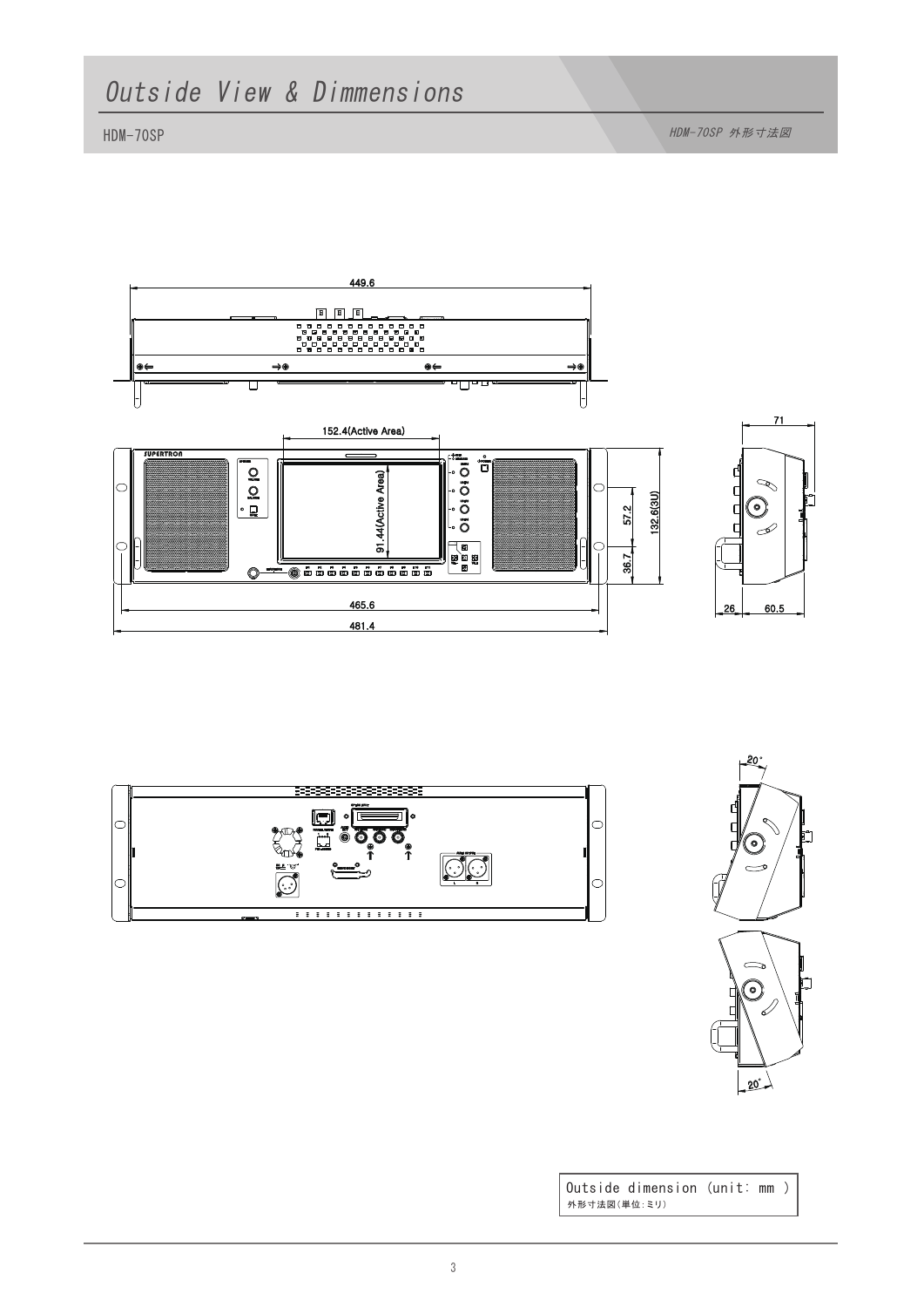# Outside View & Dimmensions

HDM-70SP

*HDM-70SP 外形寸法図*

449.6

152.4(Active Area)

91.44(Active Area)

57.2

132.6(3U)

36.7

465.6

481.4

71

26

60.5

20˚

20˚

Outside dimension (unit: mm )
外形寸法図(単位:ミリ)